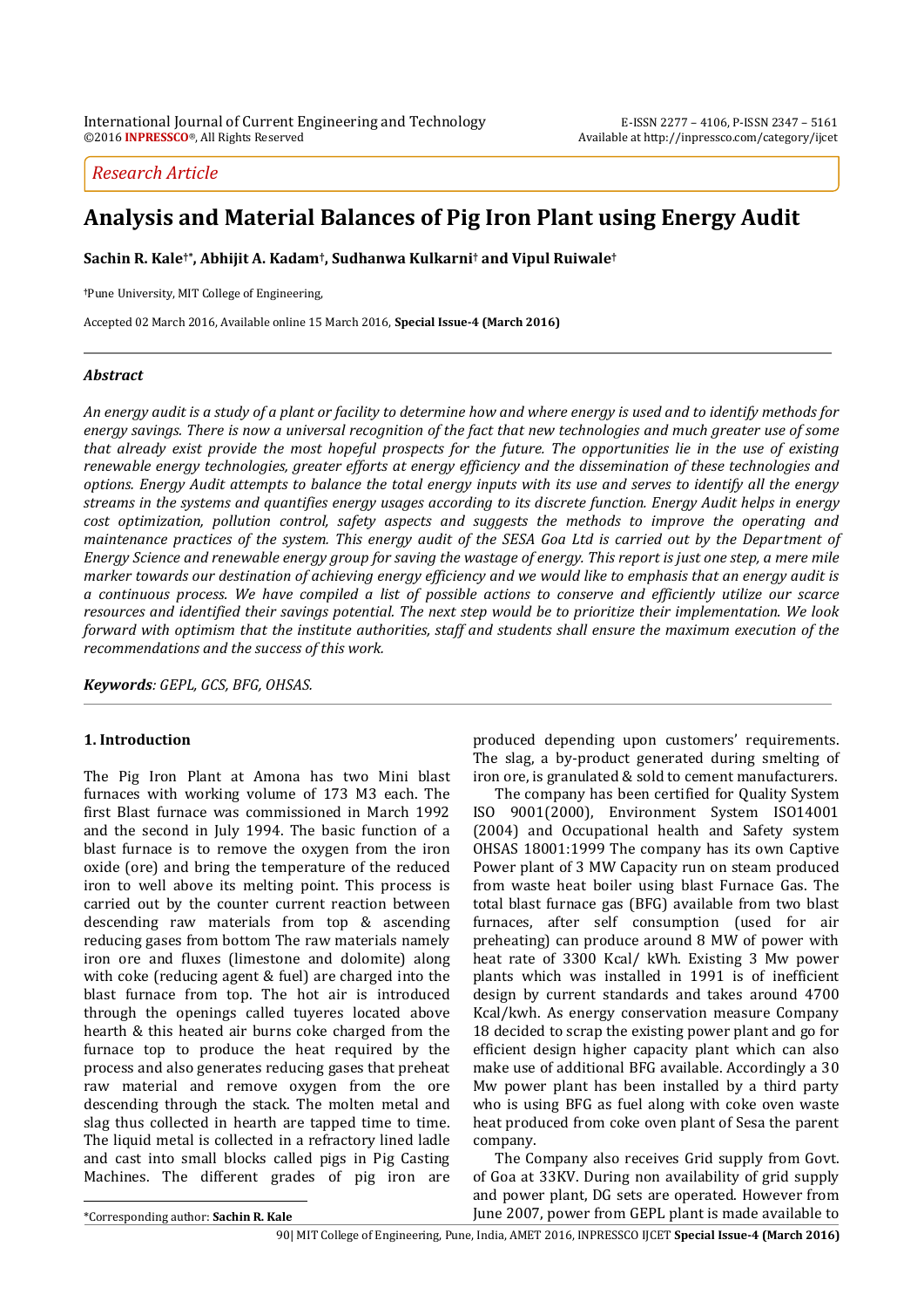Research Article

# Analysis and Material Balances of Pig Iron Plant using Energy Audit

**Sachin R. Kale[†*], Abhijit A. Kadam[†], Sudhanwa Kulkarni[†] and Vipul Ruiwale[†]**

[†]Pune University, MIT College of Engineering,

Accepted 02 March 2016, Available online 15 March 2016, **Special Issue-4 (March 2016)**

### *Abstract*

*An energy audit is a study of a plant or facility to determine how and where energy is used and to identify methods for energy savings. There is now a universal recognition of the fact that new technologies and much greater use of some that already exist provide the most hopeful prospects for the future. The opportunities lie in the use of existing renewable energy technologies, greater efforts at energy efficiency and the dissemination of these technologies and options. Energy Audit attempts to balance the total energy inputs with its use and serves to identify all the energy streams in the systems and quantifies energy usages according to its discrete function. Energy Audit helps in energy cost optimization, pollution control, safety aspects and suggests the methods to improve the operating and maintenance practices of the system. This energy audit of the SESA Goa Ltd is carried out by the Department of Energy Science and renewable energy group for saving the wastage of energy. This report is just one step, a mere mile marker towards our destination of achieving energy efficiency and we would like to emphasis that an energy audit is a continuous process. We have compiled a list of possible actions to conserve and efficiently utilize our scarce resources and identified their savings potential. The next step would be to prioritize their implementation. We look forward with optimism that the institute authorities, staff and students shall ensure the maximum execution of the recommendations and the success of this work.*

***Keywords****: GEPL, GCS, BFG, OHSAS.*

## 1. Introduction

The Pig Iron Plant at Amona has two Mini blast furnaces with working volume of 173 M3 each. The first Blast furnace was commissioned in March 1992 and the second in July 1994. The basic function of a blast furnace is to remove the oxygen from the iron oxide (ore) and bring the temperature of the reduced iron to well above its melting point. This process is carried out by the counter current reaction between descending raw materials from top & ascending reducing gases from bottom The raw materials namely iron ore and fluxes (limestone and dolomite) along with coke (reducing agent & fuel) are charged into the blast furnace from top. The hot air is introduced through the openings called tuyeres located above hearth & this heated air burns coke charged from the furnace top to produce the heat required by the process and also generates reducing gases that preheat raw material and remove oxygen from the ore descending through the stack. The molten metal and slag thus collected in hearth are tapped time to time. The liquid metal is collected in a refractory lined ladle and cast into small blocks called pigs in Pig Casting Machines. The different grades of pig iron are produced depending upon customers' requirements. The slag, a by-product generated during smelting of iron ore, is granulated & sold to cement manufacturers.

The company has been certified for Quality System ISO 9001(2000), Environment System ISO14001 (2004) and Occupational health and Safety system OHSAS 18001:1999 The company has its own Captive Power plant of 3 MW Capacity run on steam produced from waste heat boiler using blast Furnace Gas. The total blast furnace gas (BFG) available from two blast furnaces, after self consumption (used for air preheating) can produce around 8 MW of power with heat rate of 3300 Kcal/ kWh. Existing 3 Mw power plants which was installed in 1991 is of inefficient design by current standards and takes around 4700 Kcal/kwh. As energy conservation measure Company 18 decided to scrap the existing power plant and go for efficient design higher capacity plant which can also make use of additional BFG available. Accordingly a 30 Mw power plant has been installed by a third party who is using BFG as fuel along with coke oven waste heat produced from coke oven plant of Sesa the parent company.

The Company also receives Grid supply from Govt. of Goa at 33KV. During non availability of grid supply and power plant, DG sets are operated. However from June 2007, power from GEPL plant is made available to

*Corresponding author: **Sachin R. Kale**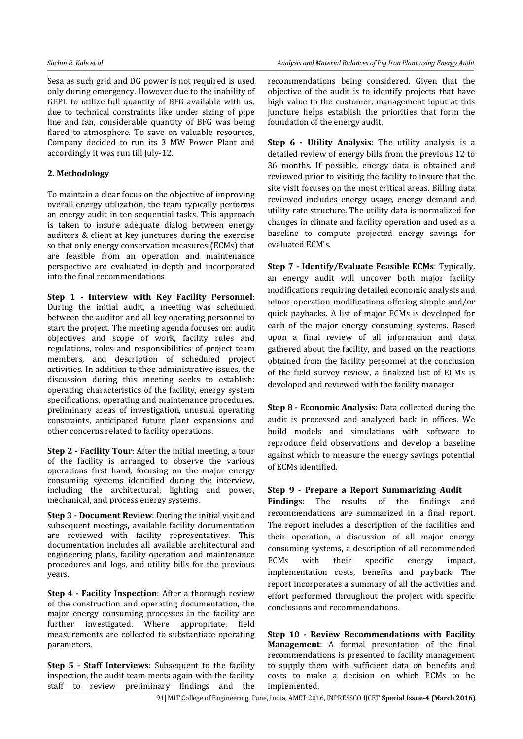Sesa as such grid and DG power is not required is used only during emergency. However due to the inability of GEPL to utilize full quantity of BFG available with us, due to technical constraints like under sizing of pipe line and fan, considerable quantity of BFG was being flared to atmosphere. To save on valuable resources, Company decided to run its 3 MW Power Plant and accordingly it was run till July-12.

## 2. Methodology

To maintain a clear focus on the objective of improving overall energy utilization, the team typically performs an energy audit in ten sequential tasks. This approach is taken to insure adequate dialog between energy auditors & client at key junctures during the exercise so that only energy conservation measures (ECMs) that are feasible from an operation and maintenance perspective are evaluated in-depth and incorporated into the final recommendations

**Step 1 - Interview with Key Facility Personnel**: During the initial audit, a meeting was scheduled between the auditor and all key operating personnel to start the project. The meeting agenda focuses on: audit objectives and scope of work, facility rules and regulations, roles and responsibilities of project team members, and description of scheduled project activities. In addition to thee administrative issues, the discussion during this meeting seeks to establish: operating characteristics of the facility, energy system specifications, operating and maintenance procedures, preliminary areas of investigation, unusual operating constraints, anticipated future plant expansions and other concerns related to facility operations.

**Step 2 - Facility Tour**: After the initial meeting, a tour of the facility is arranged to observe the various operations first hand, focusing on the major energy consuming systems identified during the interview, including the architectural, lighting and power, mechanical, and process energy systems.

**Step 3 - Document Review**: During the initial visit and subsequent meetings, available facility documentation are reviewed with facility representatives. This documentation includes all available architectural and engineering plans, facility operation and maintenance procedures and logs, and utility bills for the previous years.

**Step 4 - Facility Inspection**: After a thorough review of the construction and operating documentation, the major energy consuming processes in the facility are further investigated. Where appropriate, field measurements are collected to substantiate operating parameters.

**Step 5 - Staff Interviews**: Subsequent to the facility inspection, the audit team meets again with the facility staff to review preliminary findings and the recommendations being considered. Given that the objective of the audit is to identify projects that have high value to the customer, management input at this juncture helps establish the priorities that form the foundation of the energy audit.

**Step 6 - Utility Analysis**: The utility analysis is a detailed review of energy bills from the previous 12 to 36 months. If possible, energy data is obtained and reviewed prior to visiting the facility to insure that the site visit focuses on the most critical areas. Billing data reviewed includes energy usage, energy demand and utility rate structure. The utility data is normalized for changes in climate and facility operation and used as a baseline to compute projected energy savings for evaluated ECM's.

**Step 7 - Identify/Evaluate Feasible ECMs**: Typically, an energy audit will uncover both major facility modifications requiring detailed economic analysis and minor operation modifications offering simple and/or quick paybacks. A list of major ECMs is developed for each of the major energy consuming systems. Based upon a final review of all information and data gathered about the facility, and based on the reactions obtained from the facility personnel at the conclusion of the field survey review, a finalized list of ECMs is developed and reviewed with the facility manager

**Step 8 - Economic Analysis**: Data collected during the audit is processed and analyzed back in offices. We build models and simulations with software to reproduce field observations and develop a baseline against which to measure the energy savings potential of ECMs identified.

**Step 9 - Prepare a Report Summarizing Audit Findings**: The results of the findings and recommendations are summarized in a final report. The report includes a description of the facilities and their operation, a discussion of all major energy consuming systems, a description of all recommended ECMs with their specific energy impact, implementation costs, benefits and payback. The report incorporates a summary of all the activities and effort performed throughout the project with specific conclusions and recommendations.

**Step 10 - Review Recommendations with Facility Management**: A formal presentation of the final recommendations is presented to facility management to supply them with sufficient data on benefits and costs to make a decision on which ECMs to be implemented.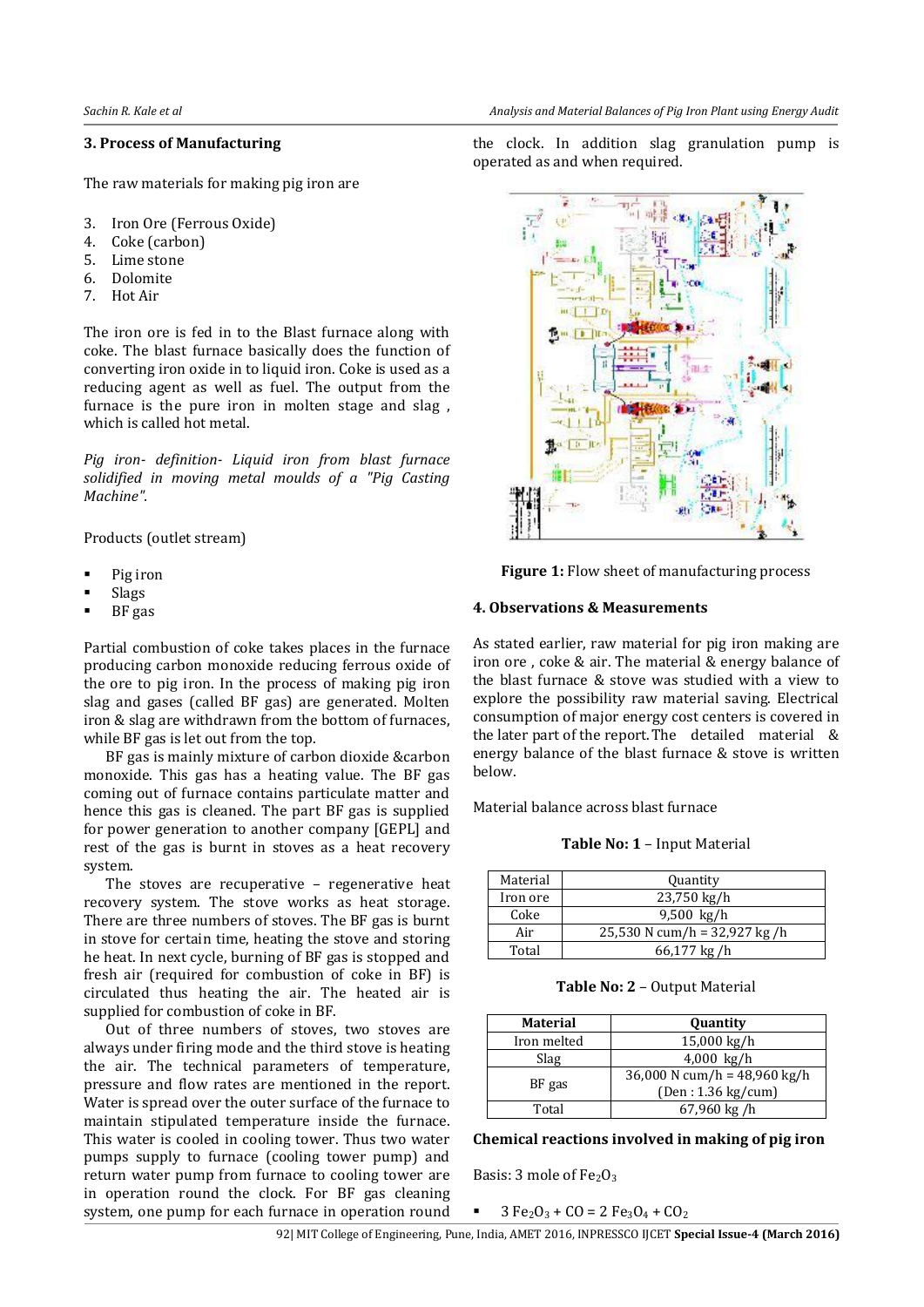### 3. Process of Manufacturing

The raw materials for making pig iron are

3. Iron Ore (Ferrous Oxide)
4. Coke (carbon)
5. Lime stone
6. Dolomite
7. Hot Air

The iron ore is fed in to the Blast furnace along with coke. The blast furnace basically does the function of converting iron oxide in to liquid iron. Coke is used as a reducing agent as well as fuel. The output from the furnace is the pure iron in molten stage and slag , which is called hot metal.

*Pig iron- definition- Liquid iron from blast furnace solidified in moving metal moulds of a "Pig Casting Machine".*

Products (outlet stream)

- Pig iron
- Slags
- BF gas

Partial combustion of coke takes places in the furnace producing carbon monoxide reducing ferrous oxide of the ore to pig iron. In the process of making pig iron slag and gases (called BF gas) are generated. Molten iron & slag are withdrawn from the bottom of furnaces, while BF gas is let out from the top.

BF gas is mainly mixture of carbon dioxide &carbon monoxide. This gas has a heating value. The BF gas coming out of furnace contains particulate matter and hence this gas is cleaned. The part BF gas is supplied for power generation to another company [GEPL] and rest of the gas is burnt in stoves as a heat recovery system.

The stoves are recuperative – regenerative heat recovery system. The stove works as heat storage. There are three numbers of stoves. The BF gas is burnt in stove for certain time, heating the stove and storing he heat. In next cycle, burning of BF gas is stopped and fresh air (required for combustion of coke in BF) is circulated thus heating the air. The heated air is supplied for combustion of coke in BF.

Out of three numbers of stoves, two stoves are always under firing mode and the third stove is heating the air. The technical parameters of temperature, pressure and flow rates are mentioned in the report. Water is spread over the outer surface of the furnace to maintain stipulated temperature inside the furnace. This water is cooled in cooling tower. Thus two water pumps supply to furnace (cooling tower pump) and return water pump from furnace to cooling tower are in operation round the clock. For BF gas cleaning system, one pump for each furnace in operation round the clock. In addition slag granulation pump is operated as and when required.

**Figure 1:** Flow sheet of manufacturing process

### 4. Observations & Measurements

As stated earlier, raw material for pig iron making are iron ore , coke & air. The material & energy balance of the blast furnace & stove was studied with a view to explore the possibility raw material saving. Electrical consumption of major energy cost centers is covered in the later part of the report. The detailed material & energy balance of the blast furnace & stove is written below.

Material balance across blast furnace

**Table No: 1** – Input Material

| Material | Quantity |
|---|---|
| Iron ore | 23,750 kg/h |
| Coke | 9,500 kg/h |
| Air | 25,530 N cum/h = 32,927 kg /h |
| Total | 66,177 kg /h |

**Table No: 2** – Output Material

| Material | Quantity |
|---|---|
| Iron melted | 15,000 kg/h |
| Slag | 4,000 kg/h |
| BF gas | 36,000 N cum/h = 48,960 kg/h (Den : 1.36 kg/cum) |
| Total | 67,960 kg /h |

**Chemical reactions involved in making of pig iron**

Basis: 3 mole of $Fe_2O_3$

- $3 Fe_2O_3 + CO = 2 Fe_3O_4 + CO_2$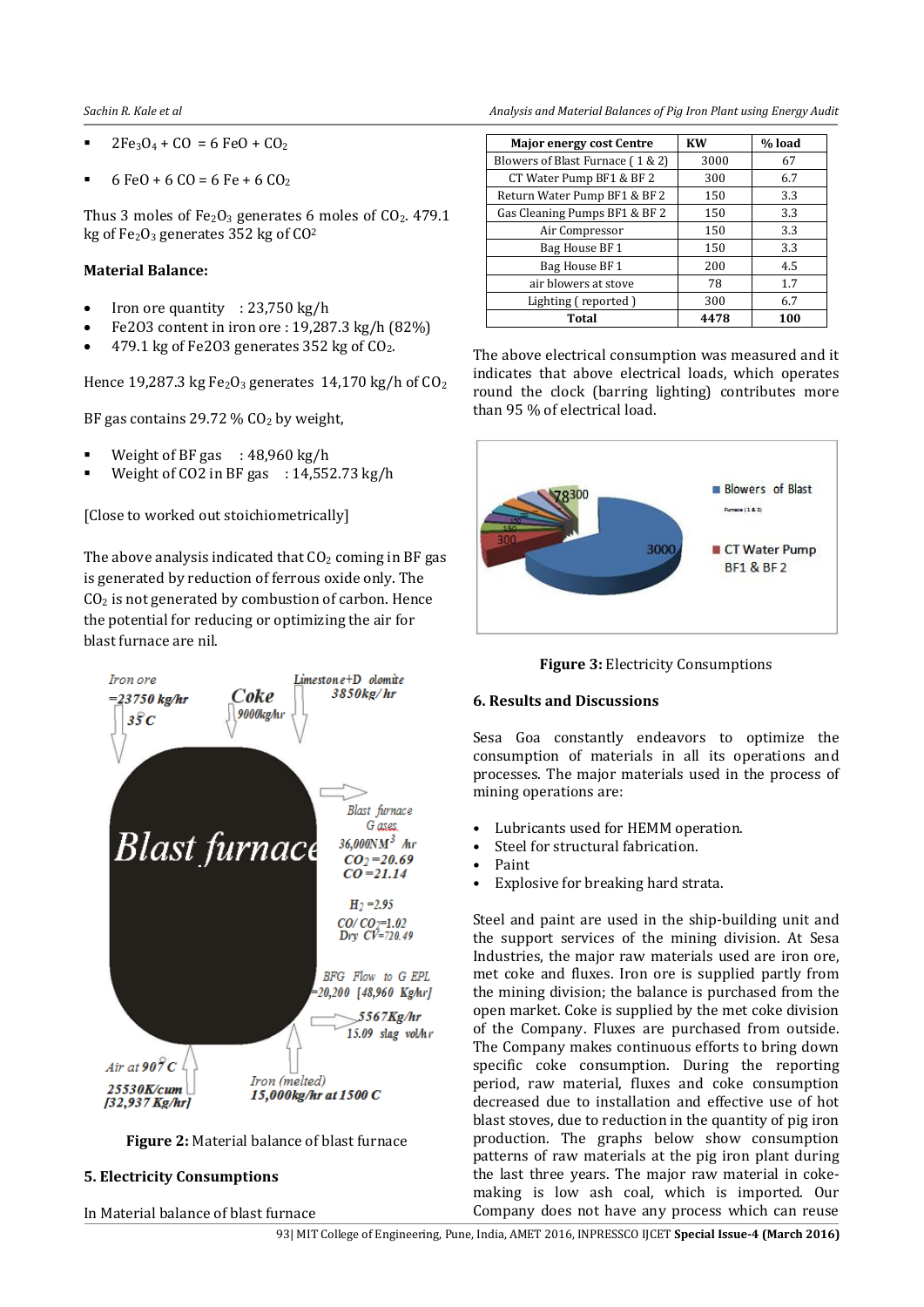- $2Fe_3O_4 + CO = 6 FeO + CO_2$
- $6 FeO + 6 CO = 6 Fe + 6 CO_2$

Thus 3 moles of $Fe_2O_3$ generates 6 moles of $CO_2$. 479.1 kg of $Fe_2O_3$ generates 352 kg of $CO^2$

**Material Balance:**

- Iron ore quantity : 23,750 kg/h
- Fe2O3 content in iron ore : 19,287.3 kg/h (82%)
- 479.1 kg of Fe2O3 generates 352 kg of $CO_2$.

Hence 19,287.3 kg $Fe_2O_3$ generates 14,170 kg/h of $CO_2$

BF gas contains 29.72 % $CO_2$ by weight,

- Weight of BF gas : 48,960 kg/h
- Weight of CO2 in BF gas : 14,552.73 kg/h

[Close to worked out stoichiometrically]

The above analysis indicated that $CO_2$ coming in BF gas is generated by reduction of ferrous oxide only. The $CO_2$ is not generated by combustion of carbon. Hence the potential for reducing or optimizing the air for blast furnace are nil.

Iron ore =23750 kg/hr 35°C; Coke 9000kg/hr; Limestone+Dolomite 3850kg/hr; Blast furnace Gases 36,000NM³/hr, $CO_2$=20.69, CO=21.14, $H_2$=2.95, CO/$CO_2$=1.02, Dry CV=720.49; BFG Flow to GEPL =20,200 [48,960 Kg/hr]; 5567Kg/hr 15.09 slag vol/hr; Air at 907°C 25530K/cum [32,937 Kg/hr]; Iron (melted) 15,000kg/hr at 1500 C

**Figure 2:** Material balance of blast furnace

## 5. Electricity Consumptions

In Material balance of blast furnace

| Major energy cost Centre | KW | % load |
|---|---|---|
| Blowers of Blast Furnace ( 1 & 2) | 3000 | 67 |
| CT Water Pump BF1 & BF 2 | 300 | 6.7 |
| Return Water Pump BF1 & BF 2 | 150 | 3.3 |
| Gas Cleaning Pumps BF1 & BF 2 | 150 | 3.3 |
| Air Compressor | 150 | 3.3 |
| Bag House BF 1 | 150 | 3.3 |
| Bag House BF 1 | 200 | 4.5 |
| air blowers at stove | 78 | 1.7 |
| Lighting ( reported ) | 300 | 6.7 |
| **Total** | **4478** | **100** |

The above electrical consumption was measured and it indicates that above electrical loads, which operates round the clock (barring lighting) contributes more than 95 % of electrical load.

**Figure 3:** Electricity Consumptions

## 6. Results and Discussions

Sesa Goa constantly endeavors to optimize the consumption of materials in all its operations and processes. The major materials used in the process of mining operations are:

- Lubricants used for HEMM operation.
- Steel for structural fabrication.
- Paint
- Explosive for breaking hard strata.

Steel and paint are used in the ship-building unit and the support services of the mining division. At Sesa Industries, the major raw materials used are iron ore, met coke and fluxes. Iron ore is supplied partly from the mining division; the balance is purchased from the open market. Coke is supplied by the met coke division of the Company. Fluxes are purchased from outside. The Company makes continuous efforts to bring down specific coke consumption. During the reporting period, raw material, fluxes and coke consumption decreased due to installation and effective use of hot blast stoves, due to reduction in the quantity of pig iron production. The graphs below show consumption patterns of raw materials at the pig iron plant during the last three years. The major raw material in coke-making is low ash coal, which is imported. Our Company does not have any process which can reuse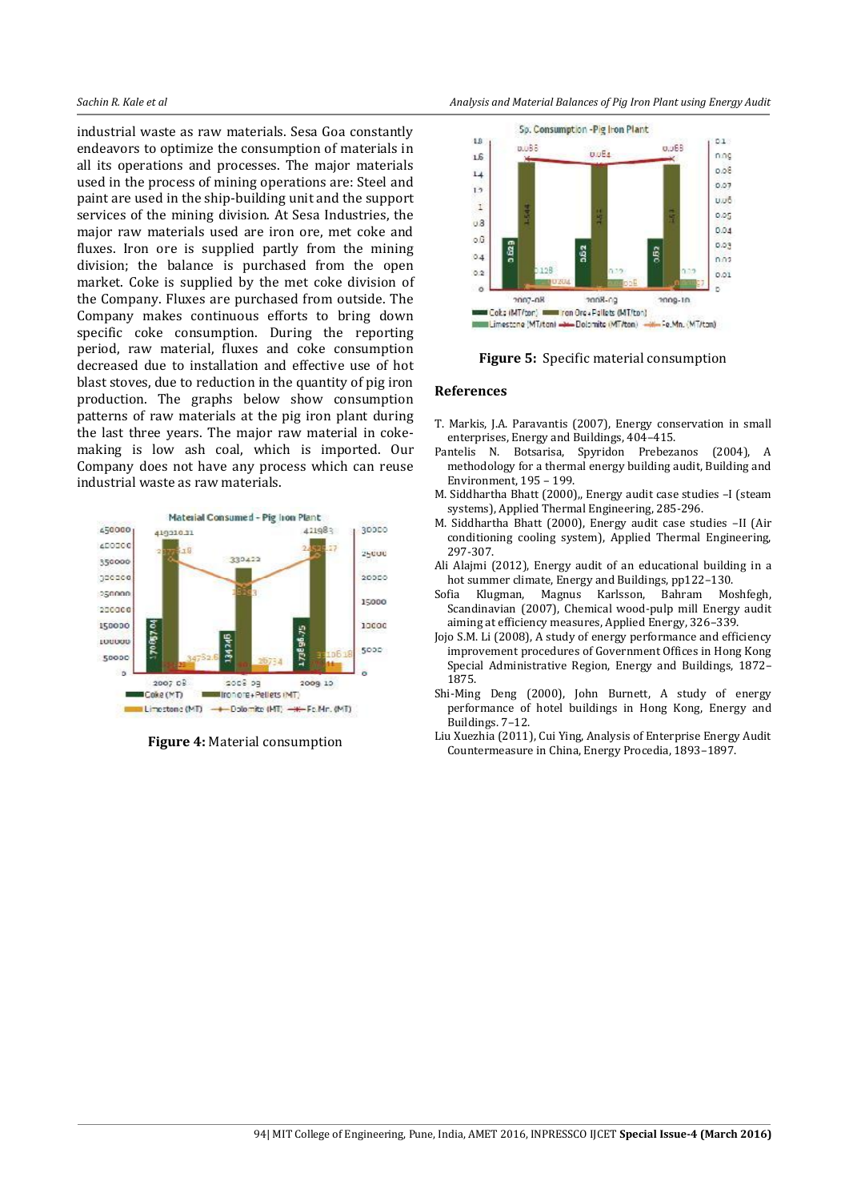industrial waste as raw materials. Sesa Goa constantly endeavors to optimize the consumption of materials in all its operations and processes. The major materials used in the process of mining operations are: Steel and paint are used in the ship-building unit and the support services of the mining division. At Sesa Industries, the major raw materials used are iron ore, met coke and fluxes. Iron ore is supplied partly from the mining division; the balance is purchased from the open market. Coke is supplied by the met coke division of the Company. Fluxes are purchased from outside. The Company makes continuous efforts to bring down specific coke consumption. During the reporting period, raw material, fluxes and coke consumption decreased due to installation and effective use of hot blast stoves, due to reduction in the quantity of pig iron production. The graphs below show consumption patterns of raw materials at the pig iron plant during the last three years. The major raw material in coke-making is low ash coal, which is imported. Our Company does not have any process which can reuse industrial waste as raw materials.

Material Consumed - Pig Iron Plant

450000
400000
350000
300000
250000
200000
150000
100000
50000
0

30000
25000
20000
15000
10000
5000
0

419310.31
421983
330422
170867.04
134246
173894.75
34752.6
20734
33106.18

2007-08
2008-09
2009-10

Coke (MT)
Iron ore+Pellets (MT)
Limestone (MT)
Dolomite (MT)
Fe.Mn. (MT)

**Figure 4:** Material consumption

Sp. Consumption - Pig Iron Plant

1.8
1.6
1.4
1.2
1
0.8
0.6
0.4
0.2
0

0.1
0.09
0.08
0.07
0.06
0.05
0.04
0.03
0.02
0.01
0

0.088
0.084
0.089
1.544
1.51
1.53
0.629
0.62
0.62
0.128

2007-08
2008-09
2009-10

Coke (MT/ton)
Iron Ore+Pellets (MT/ton)
Limestone (MT/ton)
Dolomite (MT/ton)
Fe.Mn. (MT/ton)

**Figure 5:** Specific material consumption

## References

T. Markis, J.A. Paravantis (2007), Energy conservation in small enterprises, Energy and Buildings, 404–415.

Pantelis N. Botsarisa, Spyridon Prebezanos (2004), A methodology for a thermal energy building audit, Building and Environment, 195 – 199.

M. Siddhartha Bhatt (2000),, Energy audit case studies –I (steam systems), Applied Thermal Engineering, 285-296.

M. Siddhartha Bhatt (2000), Energy audit case studies –II (Air conditioning cooling system), Applied Thermal Engineering, 297-307.

Ali Alajmi (2012), Energy audit of an educational building in a hot summer climate, Energy and Buildings, pp122–130.

Sofia Klugman, Magnus Karlsson, Bahram Moshfegh, Scandinavian (2007), Chemical wood-pulp mill Energy audit aiming at efficiency measures, Applied Energy, 326–339.

Jojo S.M. Li (2008), A study of energy performance and efficiency improvement procedures of Government Offices in Hong Kong Special Administrative Region, Energy and Buildings, 1872–1875.

Shi-Ming Deng (2000), John Burnett, A study of energy performance of hotel buildings in Hong Kong, Energy and Buildings. 7–12.

Liu Xuezhia (2011), Cui Ying, Analysis of Enterprise Energy Audit Countermeasure in China, Energy Procedia, 1893–1897.